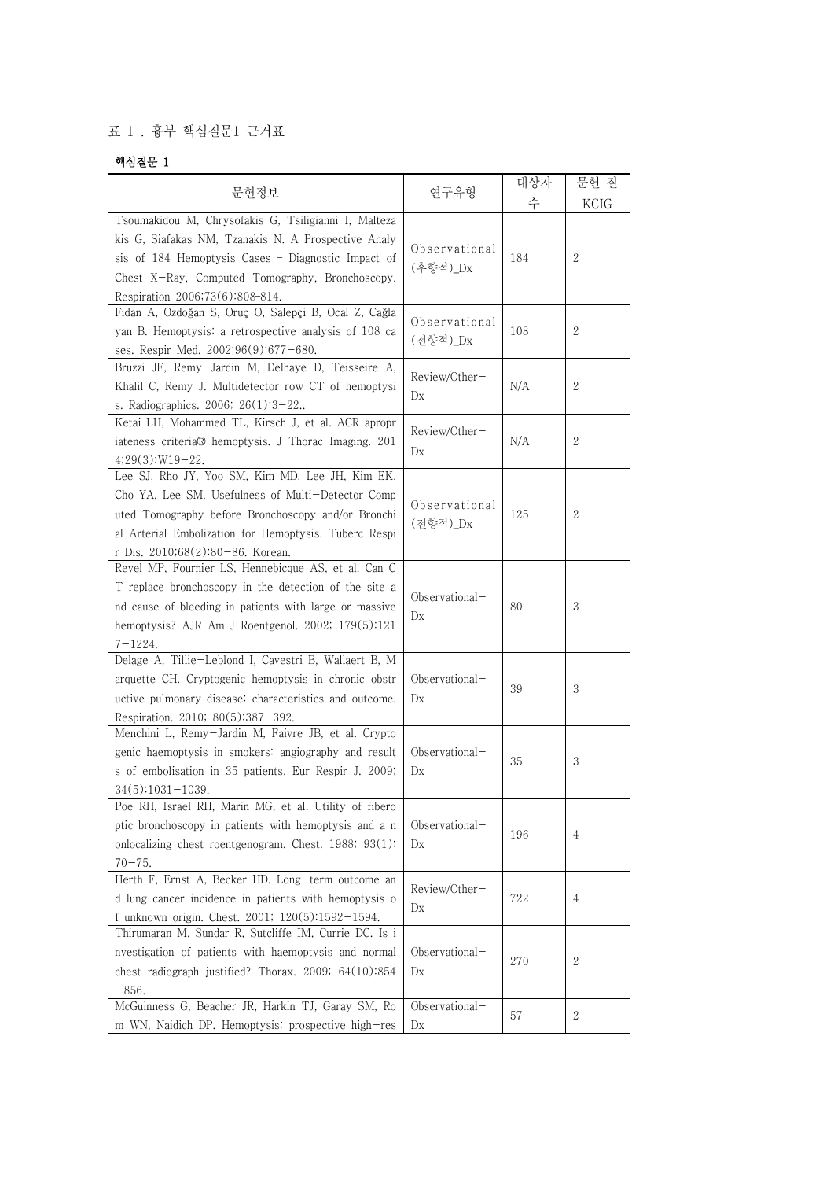표 1 . 흉부 핵심질문1 근거표

**핵심질문 1**

| 문헌정보 | 연구유형 | 대상자 수 | 문헌 질 KCIG |
|---|---|---|---|
| Tsoumakidou M, Chrysofakis G, Tsiligianni I, Maltezakis G, Siafakas NM, Tzanakis N. A Prospective Analysis of 184 Hemoptysis Cases - Diagnostic Impact of Chest X-Ray, Computed Tomography, Bronchoscopy. Respiration 2006;73(6):808-814. | Observational (후향적)_Dx | 184 | 2 |
| Fidan A, Ozdoğan S, Oruç O, Salepçi B, Ocal Z, Cağlayan B. Hemoptysis: a retrospective analysis of 108 cases. Respir Med. 2002;96(9):677−680. | Observational (전향적)_Dx | 108 | 2 |
| Bruzzi JF, Remy−Jardin M, Delhaye D, Teisseire A, Khalil C, Remy J. Multidetector row CT of hemoptysis. Radiographics. 2006; 26(1):3−22.. | Review/Other−Dx | N/A | 2 |
| Ketai LH, Mohammed TL, Kirsch J, et al. ACR appropriateness criteria® hemoptysis. J Thorac Imaging. 2014;29(3):W19−22. | Review/Other−Dx | N/A | 2 |
| Lee SJ, Rho JY, Yoo SM, Kim MD, Lee JH, Kim EK, Cho YA, Lee SM. Usefulness of Multi−Detector Computed Tomography before Bronchoscopy and/or Bronchial Arterial Embolization for Hemoptysis. Tuberc Respir Dis. 2010;68(2):80−86. Korean. | Observational (전향적)_Dx | 125 | 2 |
| Revel MP, Fournier LS, Hennebicque AS, et al. Can CT replace bronchoscopy in the detection of the site and cause of bleeding in patients with large or massive hemoptysis? AJR Am J Roentgenol. 2002; 179(5):1217−1224. | Observational−Dx | 80 | 3 |
| Delage A, Tillie−Leblond I, Cavestri B, Wallaert B, Marquette CH. Cryptogenic hemoptysis in chronic obstructive pulmonary disease: characteristics and outcome. Respiration. 2010; 80(5):387−392. | Observational−Dx | 39 | 3 |
| Menchini L, Remy−Jardin M, Faivre JB, et al. Cryptogenic haemoptysis in smokers: angiography and results of embolisation in 35 patients. Eur Respir J. 2009; 34(5):1031−1039. | Observational−Dx | 35 | 3 |
| Poe RH, Israel RH, Marin MG, et al. Utility of fiberoptic bronchoscopy in patients with hemoptysis and a nonlocalizing chest roentgenogram. Chest. 1988; 93(1): 70−75. | Observational−Dx | 196 | 4 |
| Herth F, Ernst A, Becker HD. Long−term outcome and lung cancer incidence in patients with hemoptysis of unknown origin. Chest. 2001; 120(5):1592−1594. | Review/Other−Dx | 722 | 4 |
| Thirumaran M, Sundar R, Sutcliffe IM, Currie DC. Is investigation of patients with haemoptysis and normal chest radiograph justified? Thorax. 2009; 64(10):854−856. | Observational−Dx | 270 | 2 |
| McGuinness G, Beacher JR, Harkin TJ, Garay SM, Rom WN, Naidich DP. Hemoptysis: prospective high−res | Observational−Dx | 57 | 2 |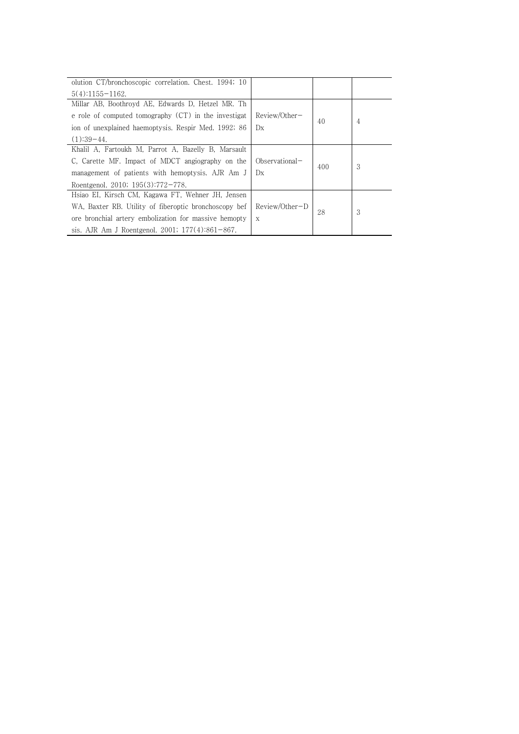| | | | |
|---|---|---|---|
| olution CT/bronchoscopic correlation. Chest. 1994; 105(4):1155−1162. | | | |
| Millar AB, Boothroyd AE, Edwards D, Hetzel MR. The role of computed tomography (CT) in the investigation of unexplained haemoptysis. Respir Med. 1992; 86(1):39−44. | Review/Other−Dx | 40 | 4 |
| Khalil A, Fartoukh M, Parrot A, Bazelly B, Marsault C, Carette MF. Impact of MDCT angiography on the management of patients with hemoptysis. AJR Am J Roentgenol. 2010; 195(3):772−778. | Observational−Dx | 400 | 3 |
| Hsiao EI, Kirsch CM, Kagawa FT, Wehner JH, Jensen WA, Baxter RB. Utility of fiberoptic bronchoscopy before bronchial artery embolization for massive hemoptysis. AJR Am J Roentgenol. 2001; 177(4):861−867. | Review/Other−Dx | 28 | 3 |